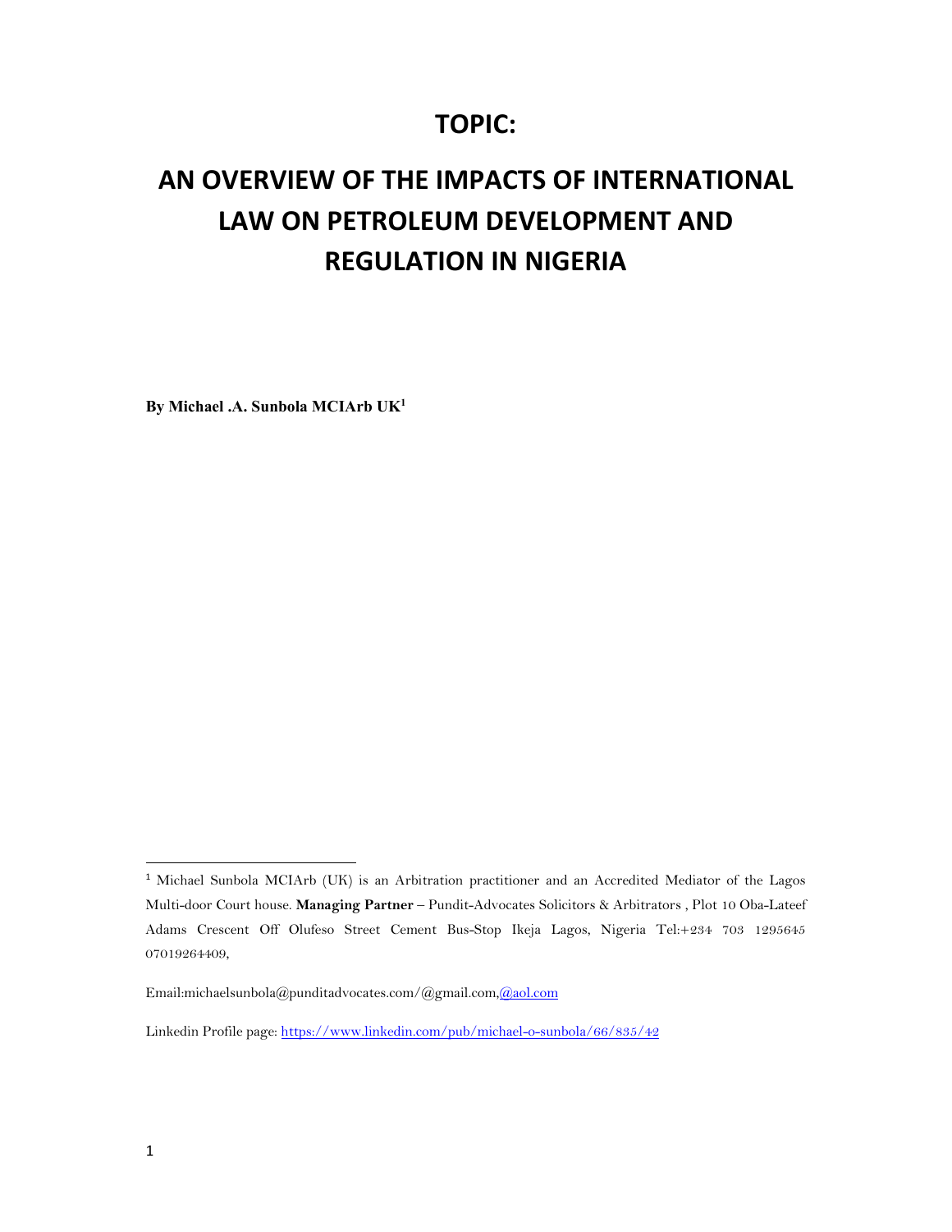# TOPIC:

# AN OVERVIEW OF THE IMPACTS OF INTERNATIONAL LAW ON PETROLEUM DEVELOPMENT AND REGULATION IN NIGERIA

**By Michael .A. Sunbola MCIArb UK**[1]

---

[1] Michael Sunbola MCIArb (UK) is an Arbitration practitioner and an Accredited Mediator of the Lagos Multi-door Court house. **Managing Partner** – Pundit-Advocates Solicitors & Arbitrators , Plot 10 Oba-Lateef Adams Crescent Off Olufeso Street Cement Bus-Stop Ikeja Lagos, Nigeria Tel:+234 703 1295645 07019264409,

Email:michaelsunbola@punditadvocates.com/@gmail.com,@aol.com

Linkedin Profile page: https://www.linkedin.com/pub/michael-o-sunbola/66/835/42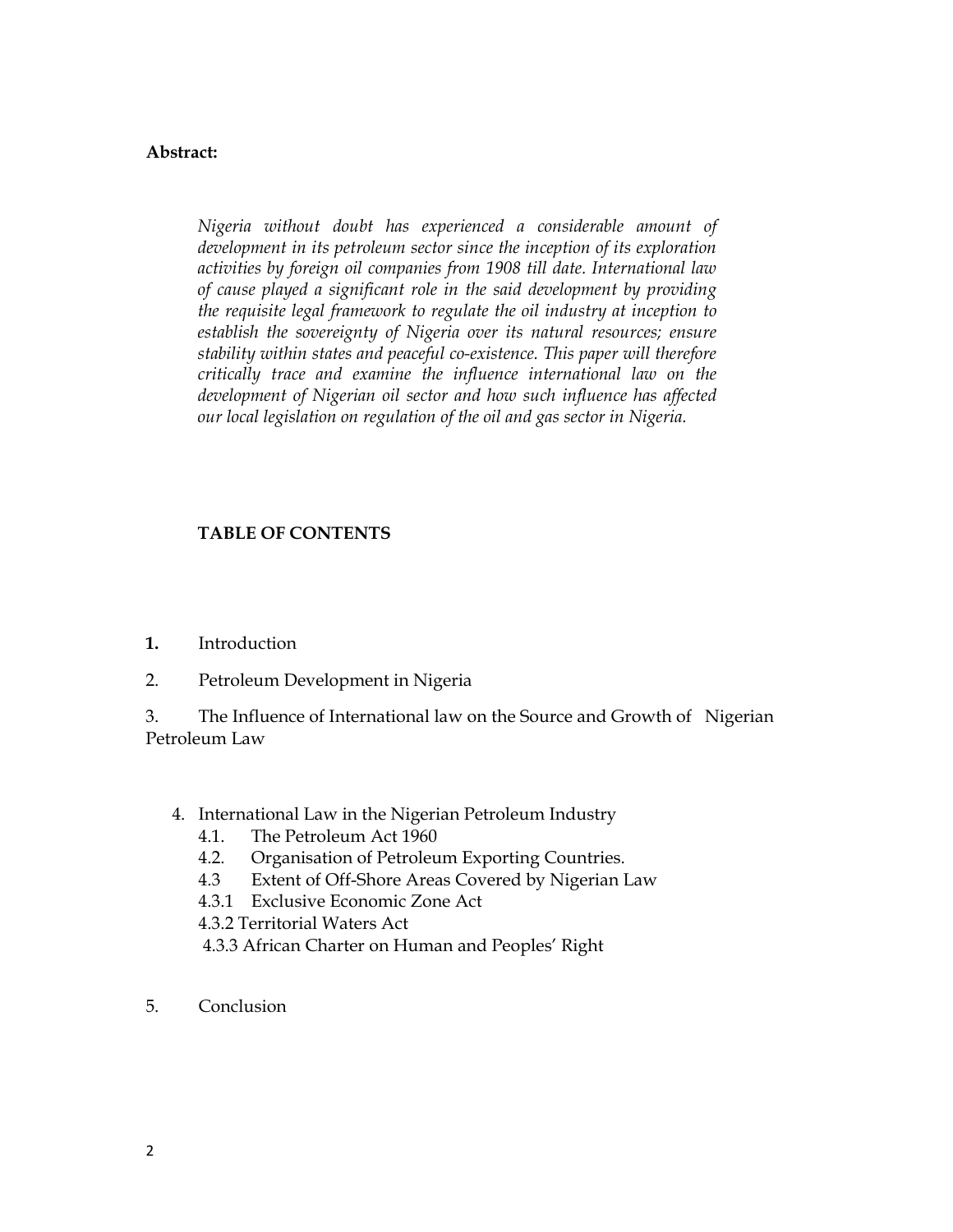**Abstract:**

*Nigeria without doubt has experienced a considerable amount of development in its petroleum sector since the inception of its exploration activities by foreign oil companies from 1908 till date. International law of cause played a significant role in the said development by providing the requisite legal framework to regulate the oil industry at inception to establish the sovereignty of Nigeria over its natural resources; ensure stability within states and peaceful co-existence. This paper will therefore critically trace and examine the influence international law on the development of Nigerian oil sector and how such influence has affected our local legislation on regulation of the oil and gas sector in Nigeria.*

**TABLE OF CONTENTS**

**1.** Introduction

2. Petroleum Development in Nigeria

3. The Influence of International law on the Source and Growth of Nigerian Petroleum Law

4. International Law in the Nigerian Petroleum Industry
   - 4.1. The Petroleum Act 1960
   - 4.2. Organisation of Petroleum Exporting Countries.
   - 4.3 Extent of Off-Shore Areas Covered by Nigerian Law
   - 4.3.1 Exclusive Economic Zone Act
   - 4.3.2 Territorial Waters Act
   - 4.3.3 African Charter on Human and Peoples' Right

5. Conclusion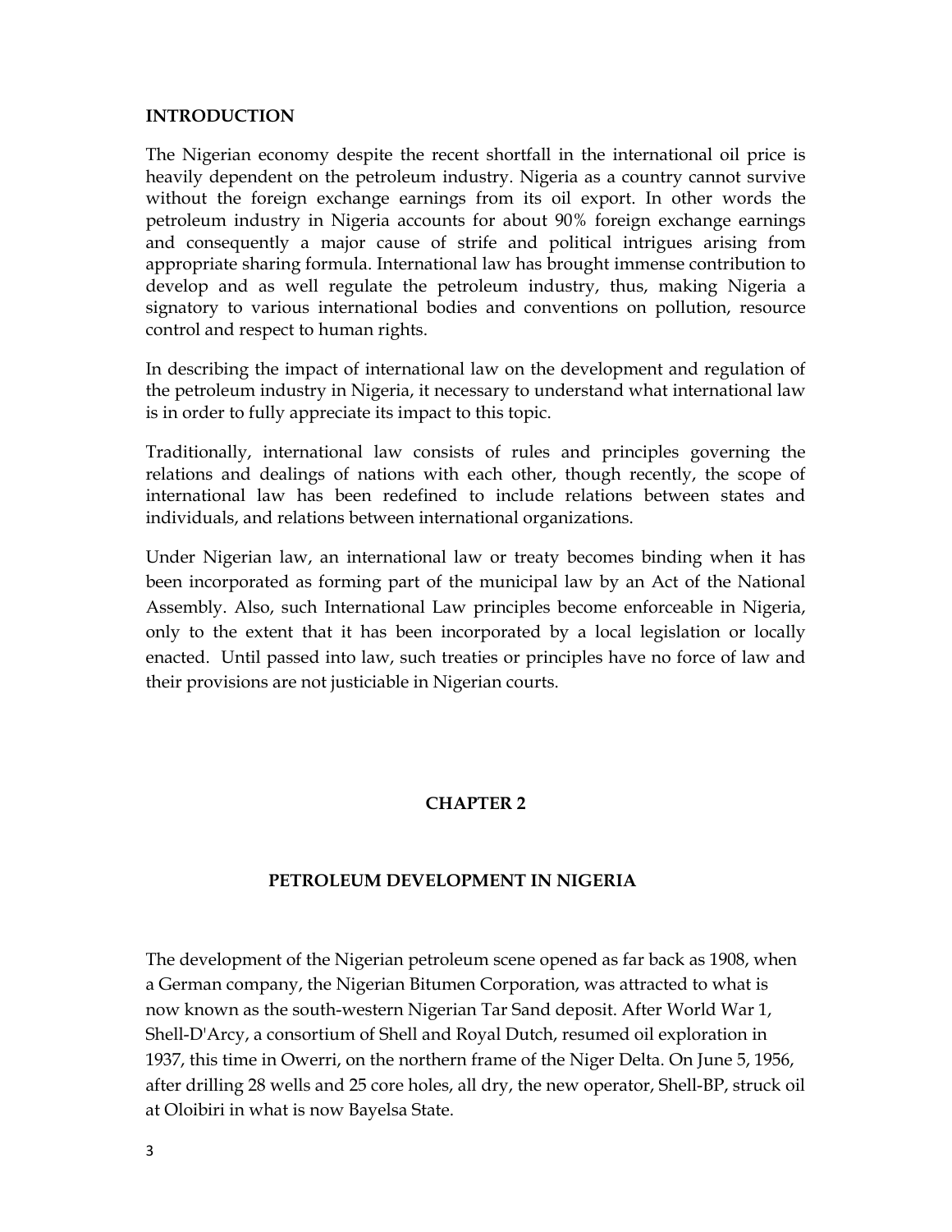## INTRODUCTION

The Nigerian economy despite the recent shortfall in the international oil price is heavily dependent on the petroleum industry. Nigeria as a country cannot survive without the foreign exchange earnings from its oil export. In other words the petroleum industry in Nigeria accounts for about 90% foreign exchange earnings and consequently a major cause of strife and political intrigues arising from appropriate sharing formula. International law has brought immense contribution to develop and as well regulate the petroleum industry, thus, making Nigeria a signatory to various international bodies and conventions on pollution, resource control and respect to human rights.

In describing the impact of international law on the development and regulation of the petroleum industry in Nigeria, it necessary to understand what international law is in order to fully appreciate its impact to this topic.

Traditionally, international law consists of rules and principles governing the relations and dealings of nations with each other, though recently, the scope of international law has been redefined to include relations between states and individuals, and relations between international organizations.

Under Nigerian law, an international law or treaty becomes binding when it has been incorporated as forming part of the municipal law by an Act of the National Assembly. Also, such International Law principles become enforceable in Nigeria, only to the extent that it has been incorporated by a local legislation or locally enacted. Until passed into law, such treaties or principles have no force of law and their provisions are not justiciable in Nigerian courts.

# CHAPTER 2

## PETROLEUM DEVELOPMENT IN NIGERIA

The development of the Nigerian petroleum scene opened as far back as 1908, when a German company, the Nigerian Bitumen Corporation, was attracted to what is now known as the south-western Nigerian Tar Sand deposit. After World War 1, Shell-D'Arcy, a consortium of Shell and Royal Dutch, resumed oil exploration in 1937, this time in Owerri, on the northern frame of the Niger Delta. On June 5, 1956, after drilling 28 wells and 25 core holes, all dry, the new operator, Shell-BP, struck oil at Oloibiri in what is now Bayelsa State.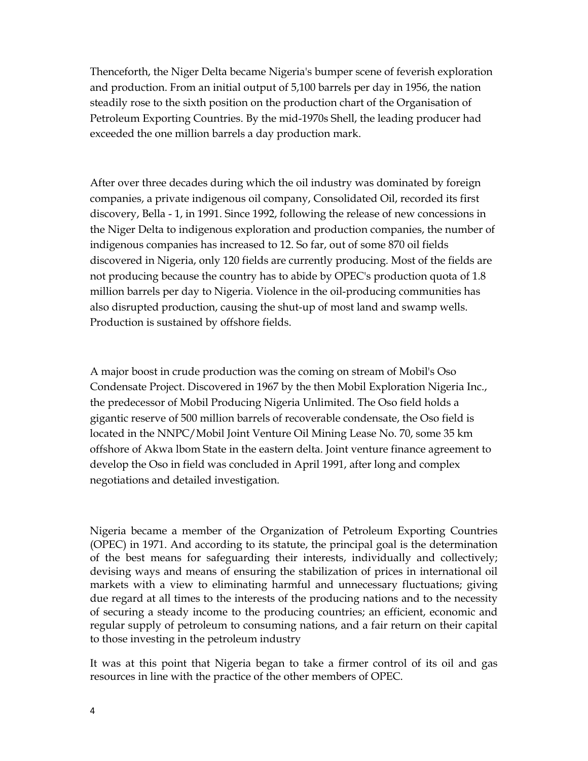Thenceforth, the Niger Delta became Nigeria's bumper scene of feverish exploration and production. From an initial output of 5,100 barrels per day in 1956, the nation steadily rose to the sixth position on the production chart of the Organisation of Petroleum Exporting Countries. By the mid-1970s Shell, the leading producer had exceeded the one million barrels a day production mark.

After over three decades during which the oil industry was dominated by foreign companies, a private indigenous oil company, Consolidated Oil, recorded its first discovery, Bella - 1, in 1991. Since 1992, following the release of new concessions in the Niger Delta to indigenous exploration and production companies, the number of indigenous companies has increased to 12. So far, out of some 870 oil fields discovered in Nigeria, only 120 fields are currently producing. Most of the fields are not producing because the country has to abide by OPEC's production quota of 1.8 million barrels per day to Nigeria. Violence in the oil-producing communities has also disrupted production, causing the shut-up of most land and swamp wells. Production is sustained by offshore fields.

A major boost in crude production was the coming on stream of Mobil's Oso Condensate Project. Discovered in 1967 by the then Mobil Exploration Nigeria Inc., the predecessor of Mobil Producing Nigeria Unlimited. The Oso field holds a gigantic reserve of 500 million barrels of recoverable condensate, the Oso field is located in the NNPC/Mobil Joint Venture Oil Mining Lease No. 70, some 35 km offshore of Akwa lbom State in the eastern delta. Joint venture finance agreement to develop the Oso in field was concluded in April 1991, after long and complex negotiations and detailed investigation.

Nigeria became a member of the Organization of Petroleum Exporting Countries (OPEC) in 1971. And according to its statute, the principal goal is the determination of the best means for safeguarding their interests, individually and collectively; devising ways and means of ensuring the stabilization of prices in international oil markets with a view to eliminating harmful and unnecessary fluctuations; giving due regard at all times to the interests of the producing nations and to the necessity of securing a steady income to the producing countries; an efficient, economic and regular supply of petroleum to consuming nations, and a fair return on their capital to those investing in the petroleum industry

It was at this point that Nigeria began to take a firmer control of its oil and gas resources in line with the practice of the other members of OPEC.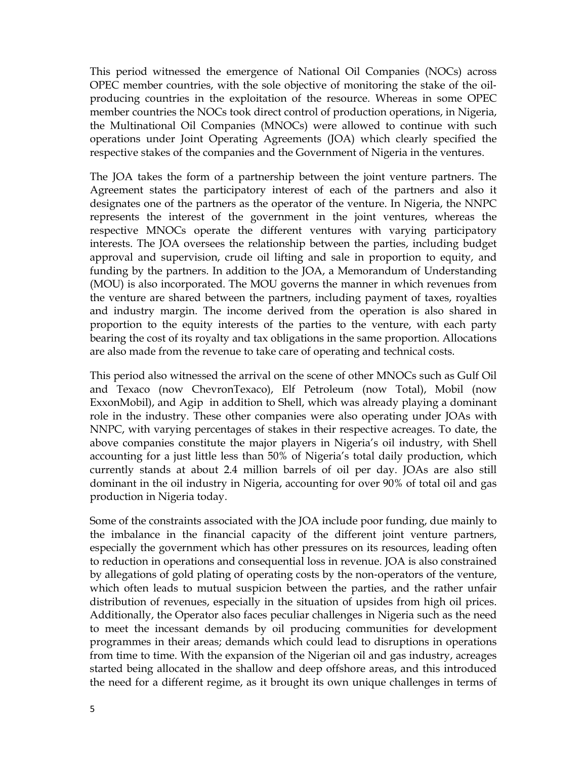This period witnessed the emergence of National Oil Companies (NOCs) across OPEC member countries, with the sole objective of monitoring the stake of the oil-producing countries in the exploitation of the resource. Whereas in some OPEC member countries the NOCs took direct control of production operations, in Nigeria, the Multinational Oil Companies (MNOCs) were allowed to continue with such operations under Joint Operating Agreements (JOA) which clearly specified the respective stakes of the companies and the Government of Nigeria in the ventures.

The JOA takes the form of a partnership between the joint venture partners. The Agreement states the participatory interest of each of the partners and also it designates one of the partners as the operator of the venture. In Nigeria, the NNPC represents the interest of the government in the joint ventures, whereas the respective MNOCs operate the different ventures with varying participatory interests. The JOA oversees the relationship between the parties, including budget approval and supervision, crude oil lifting and sale in proportion to equity, and funding by the partners. In addition to the JOA, a Memorandum of Understanding (MOU) is also incorporated. The MOU governs the manner in which revenues from the venture are shared between the partners, including payment of taxes, royalties and industry margin. The income derived from the operation is also shared in proportion to the equity interests of the parties to the venture, with each party bearing the cost of its royalty and tax obligations in the same proportion. Allocations are also made from the revenue to take care of operating and technical costs.

This period also witnessed the arrival on the scene of other MNOCs such as Gulf Oil and Texaco (now ChevronTexaco), Elf Petroleum (now Total), Mobil (now ExxonMobil), and Agip in addition to Shell, which was already playing a dominant role in the industry. These other companies were also operating under JOAs with NNPC, with varying percentages of stakes in their respective acreages. To date, the above companies constitute the major players in Nigeria's oil industry, with Shell accounting for a just little less than 50% of Nigeria's total daily production, which currently stands at about 2.4 million barrels of oil per day. JOAs are also still dominant in the oil industry in Nigeria, accounting for over 90% of total oil and gas production in Nigeria today.

Some of the constraints associated with the JOA include poor funding, due mainly to the imbalance in the financial capacity of the different joint venture partners, especially the government which has other pressures on its resources, leading often to reduction in operations and consequential loss in revenue. JOA is also constrained by allegations of gold plating of operating costs by the non-operators of the venture, which often leads to mutual suspicion between the parties, and the rather unfair distribution of revenues, especially in the situation of upsides from high oil prices. Additionally, the Operator also faces peculiar challenges in Nigeria such as the need to meet the incessant demands by oil producing communities for development programmes in their areas; demands which could lead to disruptions in operations from time to time. With the expansion of the Nigerian oil and gas industry, acreages started being allocated in the shallow and deep offshore areas, and this introduced the need for a different regime, as it brought its own unique challenges in terms of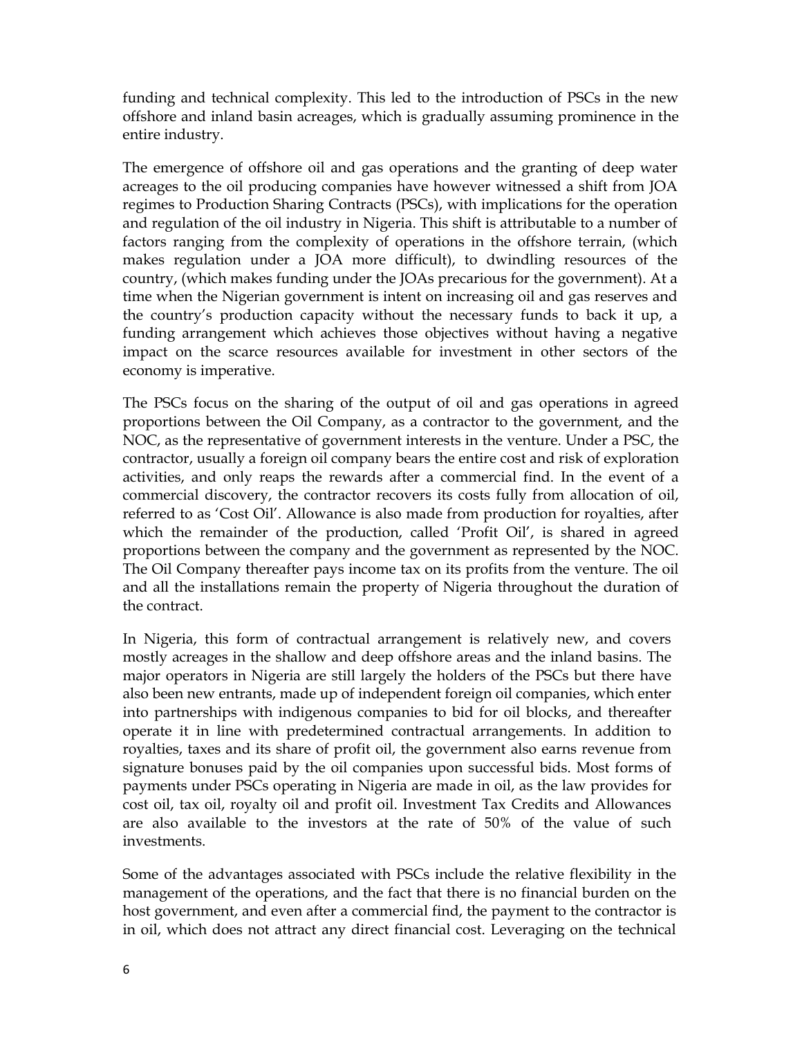funding and technical complexity. This led to the introduction of PSCs in the new offshore and inland basin acreages, which is gradually assuming prominence in the entire industry.

The emergence of offshore oil and gas operations and the granting of deep water acreages to the oil producing companies have however witnessed a shift from JOA regimes to Production Sharing Contracts (PSCs), with implications for the operation and regulation of the oil industry in Nigeria. This shift is attributable to a number of factors ranging from the complexity of operations in the offshore terrain, (which makes regulation under a JOA more difficult), to dwindling resources of the country, (which makes funding under the JOAs precarious for the government). At a time when the Nigerian government is intent on increasing oil and gas reserves and the country's production capacity without the necessary funds to back it up, a funding arrangement which achieves those objectives without having a negative impact on the scarce resources available for investment in other sectors of the economy is imperative.

The PSCs focus on the sharing of the output of oil and gas operations in agreed proportions between the Oil Company, as a contractor to the government, and the NOC, as the representative of government interests in the venture. Under a PSC, the contractor, usually a foreign oil company bears the entire cost and risk of exploration activities, and only reaps the rewards after a commercial find. In the event of a commercial discovery, the contractor recovers its costs fully from allocation of oil, referred to as 'Cost Oil'. Allowance is also made from production for royalties, after which the remainder of the production, called 'Profit Oil', is shared in agreed proportions between the company and the government as represented by the NOC. The Oil Company thereafter pays income tax on its profits from the venture. The oil and all the installations remain the property of Nigeria throughout the duration of the contract.

In Nigeria, this form of contractual arrangement is relatively new, and covers mostly acreages in the shallow and deep offshore areas and the inland basins. The major operators in Nigeria are still largely the holders of the PSCs but there have also been new entrants, made up of independent foreign oil companies, which enter into partnerships with indigenous companies to bid for oil blocks, and thereafter operate it in line with predetermined contractual arrangements. In addition to royalties, taxes and its share of profit oil, the government also earns revenue from signature bonuses paid by the oil companies upon successful bids. Most forms of payments under PSCs operating in Nigeria are made in oil, as the law provides for cost oil, tax oil, royalty oil and profit oil. Investment Tax Credits and Allowances are also available to the investors at the rate of 50% of the value of such investments.

Some of the advantages associated with PSCs include the relative flexibility in the management of the operations, and the fact that there is no financial burden on the host government, and even after a commercial find, the payment to the contractor is in oil, which does not attract any direct financial cost. Leveraging on the technical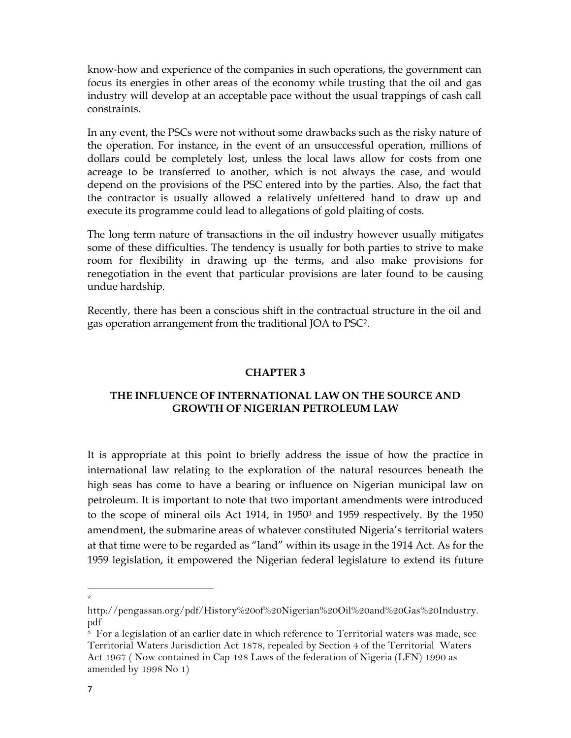know-how and experience of the companies in such operations, the government can focus its energies in other areas of the economy while trusting that the oil and gas industry will develop at an acceptable pace without the usual trappings of cash call constraints.

In any event, the PSCs were not without some drawbacks such as the risky nature of the operation. For instance, in the event of an unsuccessful operation, millions of dollars could be completely lost, unless the local laws allow for costs from one acreage to be transferred to another, which is not always the case, and would depend on the provisions of the PSC entered into by the parties. Also, the fact that the contractor is usually allowed a relatively unfettered hand to draw up and execute its programme could lead to allegations of gold plaiting of costs.

The long term nature of transactions in the oil industry however usually mitigates some of these difficulties. The tendency is usually for both parties to strive to make room for flexibility in drawing up the terms, and also make provisions for renegotiation in the event that particular provisions are later found to be causing undue hardship.

Recently, there has been a conscious shift in the contractual structure in the oil and gas operation arrangement from the traditional JOA to PSC[2].

## CHAPTER 3

### THE INFLUENCE OF INTERNATIONAL LAW ON THE SOURCE AND GROWTH OF NIGERIAN PETROLEUM LAW

It is appropriate at this point to briefly address the issue of how the practice in international law relating to the exploration of the natural resources beneath the high seas has come to have a bearing or influence on Nigerian municipal law on petroleum. It is important to note that two important amendments were introduced to the scope of mineral oils Act 1914, in 1950[3] and 1959 respectively. By the 1950 amendment, the submarine areas of whatever constituted Nigeria's territorial waters at that time were to be regarded as "land" within its usage in the 1914 Act. As for the 1959 legislation, it empowered the Nigerian federal legislature to extend its future

---

[2] http://pengassan.org/pdf/History%20of%20Nigerian%20Oil%20and%20Gas%20Industry.pdf

[3] For a legislation of an earlier date in which reference to Territorial waters was made, see Territorial Waters Jurisdiction Act 1878, repealed by Section 4 of the Territorial Waters Act 1967 ( Now contained in Cap 428 Laws of the federation of Nigeria (LFN) 1990 as amended by 1998 No 1)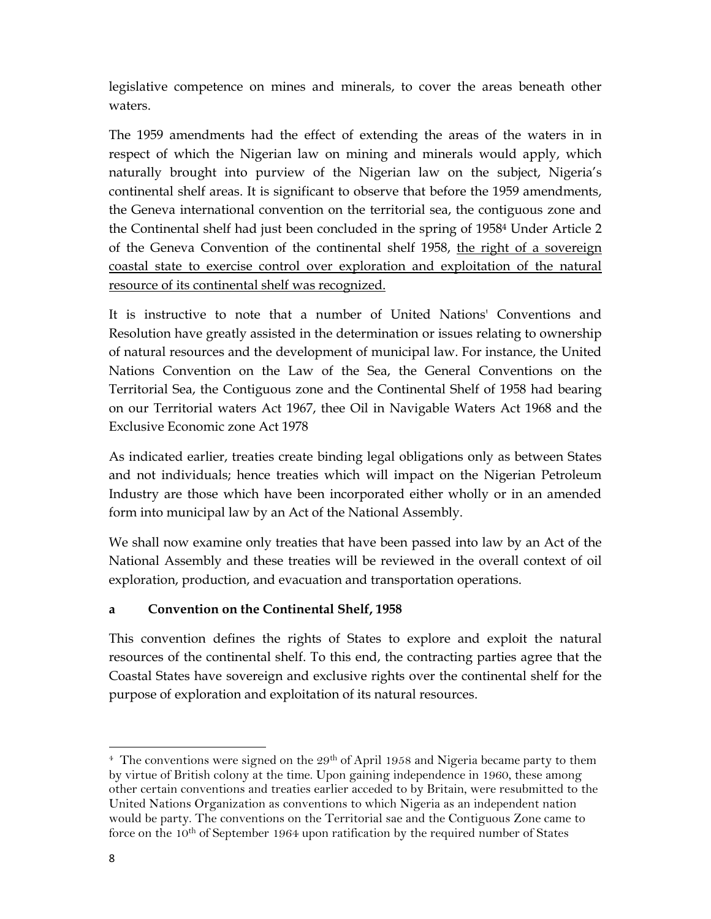legislative competence on mines and minerals, to cover the areas beneath other waters.

The 1959 amendments had the effect of extending the areas of the waters in in respect of which the Nigerian law on mining and minerals would apply, which naturally brought into purview of the Nigerian law on the subject, Nigeria's continental shelf areas. It is significant to observe that before the 1959 amendments, the Geneva international convention on the territorial sea, the contiguous zone and the Continental shelf had just been concluded in the spring of 1958[4] Under Article 2 of the Geneva Convention of the continental shelf 1958, <u>the right of a sovereign coastal state to exercise control over exploration and exploitation of the natural resource of its continental shelf was recognized.</u>

It is instructive to note that a number of United Nations' Conventions and Resolution have greatly assisted in the determination or issues relating to ownership of natural resources and the development of municipal law. For instance, the United Nations Convention on the Law of the Sea, the General Conventions on the Territorial Sea, the Contiguous zone and the Continental Shelf of 1958 had bearing on our Territorial waters Act 1967, thee Oil in Navigable Waters Act 1968 and the Exclusive Economic zone Act 1978

As indicated earlier, treaties create binding legal obligations only as between States and not individuals; hence treaties which will impact on the Nigerian Petroleum Industry are those which have been incorporated either wholly or in an amended form into municipal law by an Act of the National Assembly.

We shall now examine only treaties that have been passed into law by an Act of the National Assembly and these treaties will be reviewed in the overall context of oil exploration, production, and evacuation and transportation operations.

**a Convention on the Continental Shelf, 1958**

This convention defines the rights of States to explore and exploit the natural resources of the continental shelf. To this end, the contracting parties agree that the Coastal States have sovereign and exclusive rights over the continental shelf for the purpose of exploration and exploitation of its natural resources.

---

[4] The conventions were signed on the 29th of April 1958 and Nigeria became party to them by virtue of British colony at the time. Upon gaining independence in 1960, these among other certain conventions and treaties earlier acceded to by Britain, were resubmitted to the United Nations Organization as conventions to which Nigeria as an independent nation would be party. The conventions on the Territorial sae and the Contiguous Zone came to force on the 10th of September 1964 upon ratification by the required number of States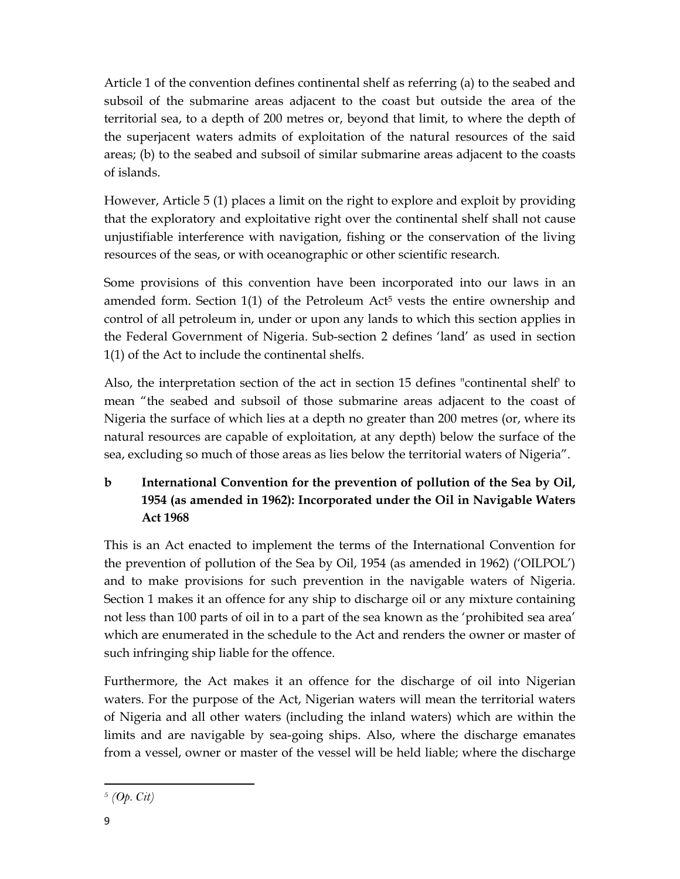Article 1 of the convention defines continental shelf as referring (a) to the seabed and subsoil of the submarine areas adjacent to the coast but outside the area of the territorial sea, to a depth of 200 metres or, beyond that limit, to where the depth of the superjacent waters admits of exploitation of the natural resources of the said areas; (b) to the seabed and subsoil of similar submarine areas adjacent to the coasts of islands.

However, Article 5 (1) places a limit on the right to explore and exploit by providing that the exploratory and exploitative right over the continental shelf shall not cause unjustifiable interference with navigation, fishing or the conservation of the living resources of the seas, or with oceanographic or other scientific research.

Some provisions of this convention have been incorporated into our laws in an amended form. Section 1(1) of the Petroleum Act[5] vests the entire ownership and control of all petroleum in, under or upon any lands to which this section applies in the Federal Government of Nigeria. Sub-section 2 defines 'land' as used in section 1(1) of the Act to include the continental shelfs.

Also, the interpretation section of the act in section 15 defines "continental shelf' to mean "the seabed and subsoil of those submarine areas adjacent to the coast of Nigeria the surface of which lies at a depth no greater than 200 metres (or, where its natural resources are capable of exploitation, at any depth) below the surface of the sea, excluding so much of those areas as lies below the territorial waters of Nigeria".

### b International Convention for the prevention of pollution of the Sea by Oil, 1954 (as amended in 1962): Incorporated under the Oil in Navigable Waters Act 1968

This is an Act enacted to implement the terms of the International Convention for the prevention of pollution of the Sea by Oil, 1954 (as amended in 1962) ('OILPOL') and to make provisions for such prevention in the navigable waters of Nigeria. Section 1 makes it an offence for any ship to discharge oil or any mixture containing not less than 100 parts of oil in to a part of the sea known as the 'prohibited sea area' which are enumerated in the schedule to the Act and renders the owner or master of such infringing ship liable for the offence.

Furthermore, the Act makes it an offence for the discharge of oil into Nigerian waters. For the purpose of the Act, Nigerian waters will mean the territorial waters of Nigeria and all other waters (including the inland waters) which are within the limits and are navigable by sea-going ships. Also, where the discharge emanates from a vessel, owner or master of the vessel will be held liable; where the discharge

---

[5] *(Op. Cit)*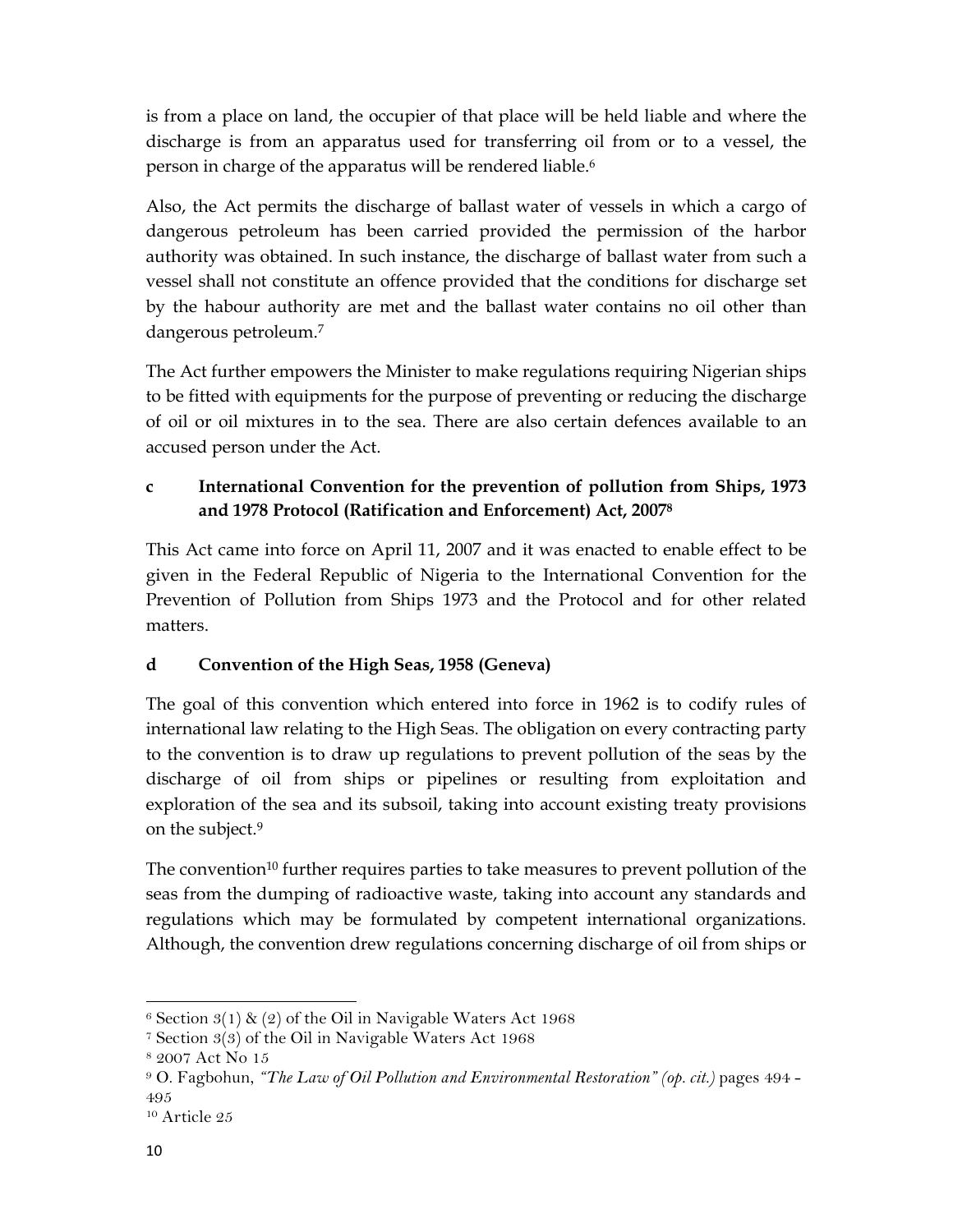is from a place on land, the occupier of that place will be held liable and where the discharge is from an apparatus used for transferring oil from or to a vessel, the person in charge of the apparatus will be rendered liable.[6]

Also, the Act permits the discharge of ballast water of vessels in which a cargo of dangerous petroleum has been carried provided the permission of the harbor authority was obtained. In such instance, the discharge of ballast water from such a vessel shall not constitute an offence provided that the conditions for discharge set by the habour authority are met and the ballast water contains no oil other than dangerous petroleum.[7]

The Act further empowers the Minister to make regulations requiring Nigerian ships to be fitted with equipments for the purpose of preventing or reducing the discharge of oil or oil mixtures in to the sea. There are also certain defences available to an accused person under the Act.

### c International Convention for the prevention of pollution from Ships, 1973 and 1978 Protocol (Ratification and Enforcement) Act, 2007[8]

This Act came into force on April 11, 2007 and it was enacted to enable effect to be given in the Federal Republic of Nigeria to the International Convention for the Prevention of Pollution from Ships 1973 and the Protocol and for other related matters.

### d Convention of the High Seas, 1958 (Geneva)

The goal of this convention which entered into force in 1962 is to codify rules of international law relating to the High Seas. The obligation on every contracting party to the convention is to draw up regulations to prevent pollution of the seas by the discharge of oil from ships or pipelines or resulting from exploitation and exploration of the sea and its subsoil, taking into account existing treaty provisions on the subject.[9]

The convention[10] further requires parties to take measures to prevent pollution of the seas from the dumping of radioactive waste, taking into account any standards and regulations which may be formulated by competent international organizations. Although, the convention drew regulations concerning discharge of oil from ships or

---

[6] Section 3(1) & (2) of the Oil in Navigable Waters Act 1968

[7] Section 3(3) of the Oil in Navigable Waters Act 1968

[8] 2007 Act No 15

[9] O. Fagbohun, *"The Law of Oil Pollution and Environmental Restoration" (op. cit.)* pages 494 - 495

[10] Article 25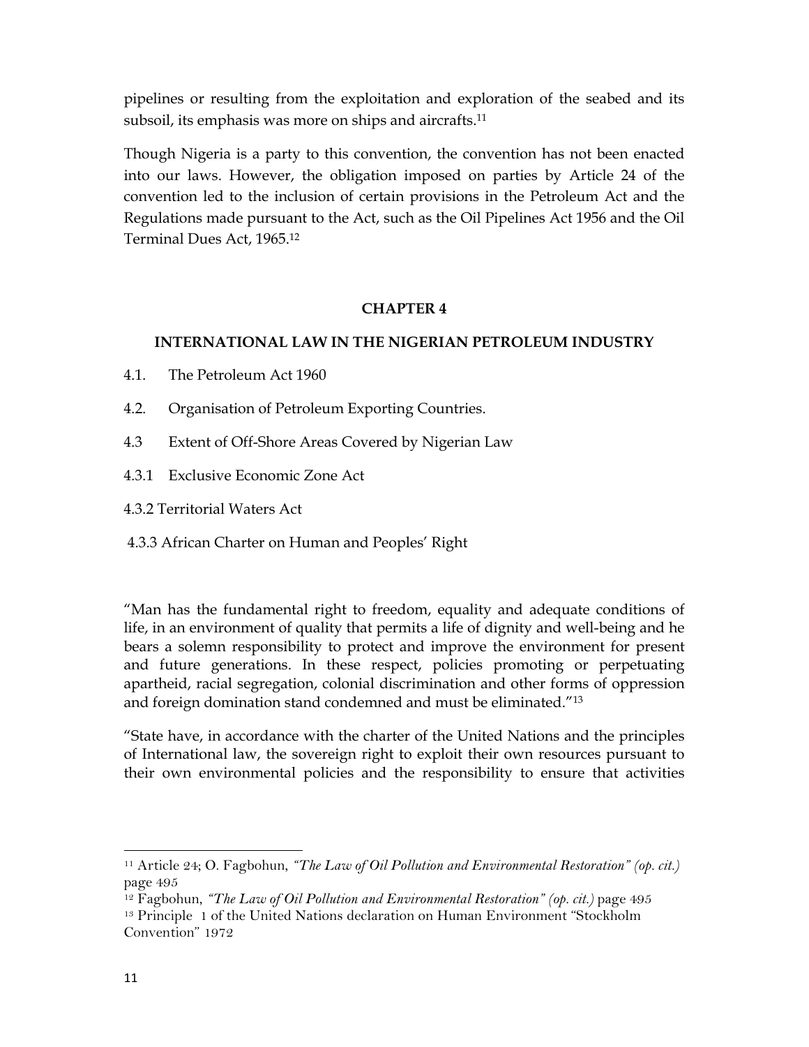pipelines or resulting from the exploitation and exploration of the seabed and its subsoil, its emphasis was more on ships and aircrafts.[11]

Though Nigeria is a party to this convention, the convention has not been enacted into our laws. However, the obligation imposed on parties by Article 24 of the convention led to the inclusion of certain provisions in the Petroleum Act and the Regulations made pursuant to the Act, such as the Oil Pipelines Act 1956 and the Oil Terminal Dues Act, 1965.[12]

## CHAPTER 4

## INTERNATIONAL LAW IN THE NIGERIAN PETROLEUM INDUSTRY

4.1. The Petroleum Act 1960

4.2. Organisation of Petroleum Exporting Countries.

4.3 Extent of Off-Shore Areas Covered by Nigerian Law

4.3.1 Exclusive Economic Zone Act

4.3.2 Territorial Waters Act

4.3.3 African Charter on Human and Peoples' Right

"Man has the fundamental right to freedom, equality and adequate conditions of life, in an environment of quality that permits a life of dignity and well-being and he bears a solemn responsibility to protect and improve the environment for present and future generations. In these respect, policies promoting or perpetuating apartheid, racial segregation, colonial discrimination and other forms of oppression and foreign domination stand condemned and must be eliminated."[13]

"State have, in accordance with the charter of the United Nations and the principles of International law, the sovereign right to exploit their own resources pursuant to their own environmental policies and the responsibility to ensure that activities

---

[11] Article 24; O. Fagbohun, *"The Law of Oil Pollution and Environmental Restoration" (op. cit.)* page 495

[12] Fagbohun, *"The Law of Oil Pollution and Environmental Restoration" (op. cit.)* page 495

[13] Principle 1 of the United Nations declaration on Human Environment "Stockholm Convention" 1972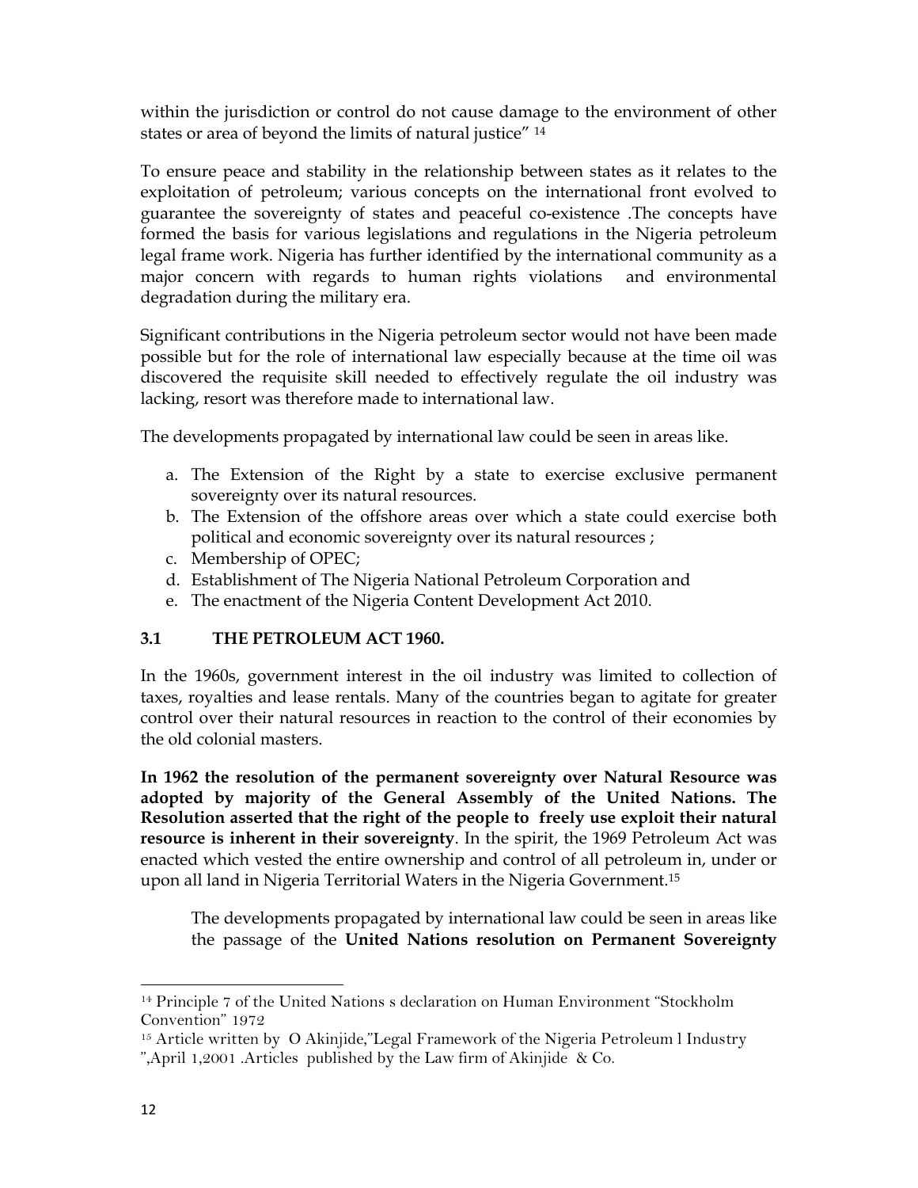within the jurisdiction or control do not cause damage to the environment of other states or area of beyond the limits of natural justice" [14]

To ensure peace and stability in the relationship between states as it relates to the exploitation of petroleum; various concepts on the international front evolved to guarantee the sovereignty of states and peaceful co-existence .The concepts have formed the basis for various legislations and regulations in the Nigeria petroleum legal frame work. Nigeria has further identified by the international community as a major concern with regards to human rights violations and environmental degradation during the military era.

Significant contributions in the Nigeria petroleum sector would not have been made possible but for the role of international law especially because at the time oil was discovered the requisite skill needed to effectively regulate the oil industry was lacking, resort was therefore made to international law.

The developments propagated by international law could be seen in areas like.

a. The Extension of the Right by a state to exercise exclusive permanent sovereignty over its natural resources.
b. The Extension of the offshore areas over which a state could exercise both political and economic sovereignty over its natural resources ;
c. Membership of OPEC;
d. Establishment of The Nigeria National Petroleum Corporation and
e. The enactment of the Nigeria Content Development Act 2010.

### 3.1 THE PETROLEUM ACT 1960.

In the 1960s, government interest in the oil industry was limited to collection of taxes, royalties and lease rentals. Many of the countries began to agitate for greater control over their natural resources in reaction to the control of their economies by the old colonial masters.

**In 1962 the resolution of the permanent sovereignty over Natural Resource was adopted by majority of the General Assembly of the United Nations. The Resolution asserted that the right of the people to freely use exploit their natural resource is inherent in their sovereignty**. In the spirit, the 1969 Petroleum Act was enacted which vested the entire ownership and control of all petroleum in, under or upon all land in Nigeria Territorial Waters in the Nigeria Government.[15]

> The developments propagated by international law could be seen in areas like the passage of the **United Nations resolution on Permanent Sovereignty**

---

[14] Principle 7 of the United Nations s declaration on Human Environment "Stockholm Convention" 1972

[15] Article written by O Akinjide,"Legal Framework of the Nigeria Petroleum l Industry ",April 1,2001 .Articles published by the Law firm of Akinjide & Co.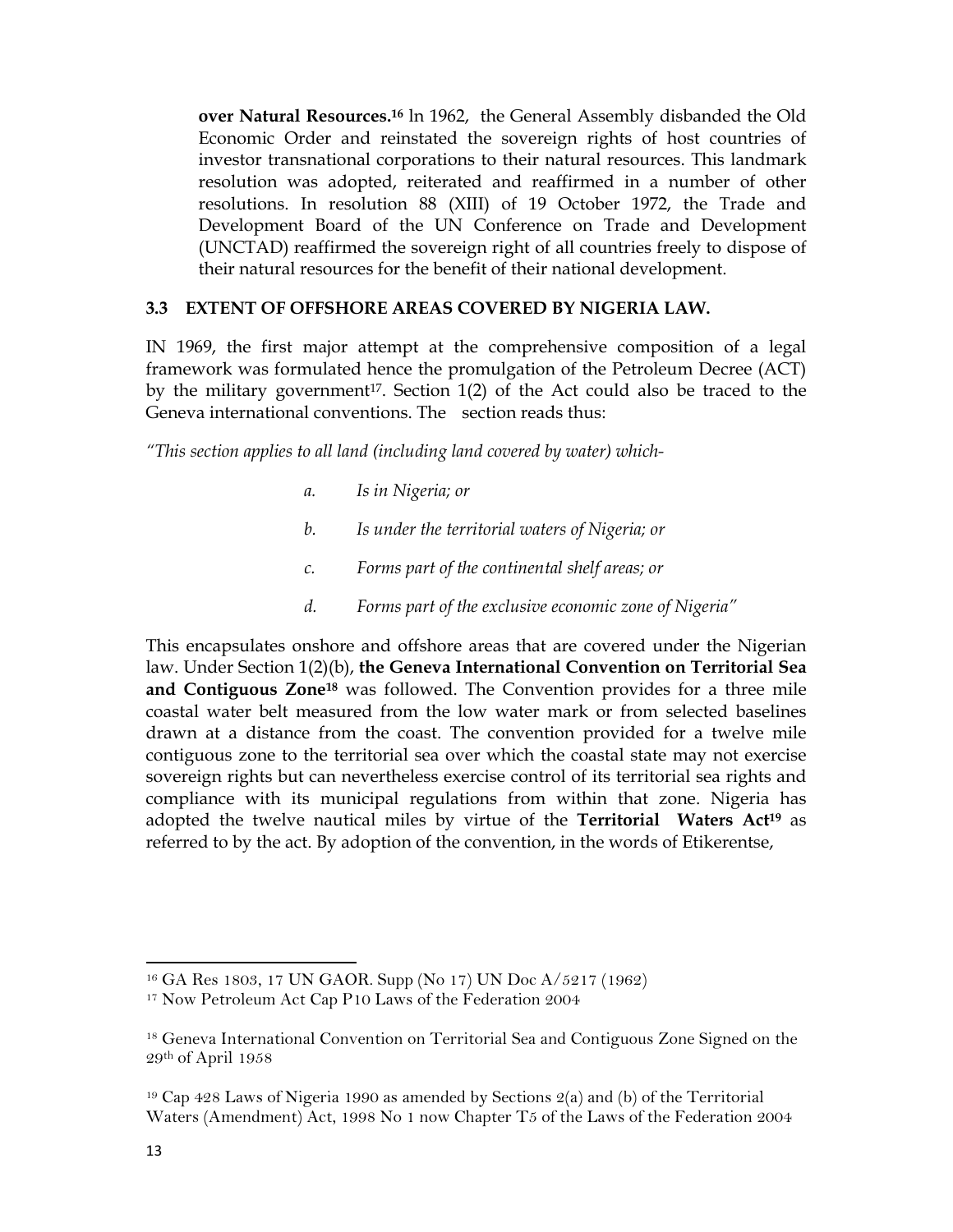**over Natural Resources.**[16] ln 1962, the General Assembly disbanded the Old Economic Order and reinstated the sovereign rights of host countries of investor transnational corporations to their natural resources. This landmark resolution was adopted, reiterated and reaffirmed in a number of other resolutions. In resolution 88 (XIII) of 19 October 1972, the Trade and Development Board of the UN Conference on Trade and Development (UNCTAD) reaffirmed the sovereign right of all countries freely to dispose of their natural resources for the benefit of their national development.

### 3.3 EXTENT OF OFFSHORE AREAS COVERED BY NIGERIA LAW.

IN 1969, the first major attempt at the comprehensive composition of a legal framework was formulated hence the promulgation of the Petroleum Decree (ACT) by the military government[17]. Section 1(2) of the Act could also be traced to the Geneva international conventions. The section reads thus:

*"This section applies to all land (including land covered by water) which-*

> a. *Is in Nigeria; or*
>
> b. *Is under the territorial waters of Nigeria; or*
>
> c. *Forms part of the continental shelf areas; or*
>
> d. *Forms part of the exclusive economic zone of Nigeria"*

This encapsulates onshore and offshore areas that are covered under the Nigerian law. Under Section 1(2)(b), **the Geneva International Convention on Territorial Sea and Contiguous Zone**[18] was followed. The Convention provides for a three mile coastal water belt measured from the low water mark or from selected baselines drawn at a distance from the coast. The convention provided for a twelve mile contiguous zone to the territorial sea over which the coastal state may not exercise sovereign rights but can nevertheless exercise control of its territorial sea rights and compliance with its municipal regulations from within that zone. Nigeria has adopted the twelve nautical miles by virtue of the **Territorial Waters Act**[19] as referred to by the act. By adoption of the convention, in the words of Etikerentse,

---

[16] GA Res 1803, 17 UN GAOR. Supp (No 17) UN Doc A/5217 (1962)

[17] Now Petroleum Act Cap P10 Laws of the Federation 2004

[18] Geneva International Convention on Territorial Sea and Contiguous Zone Signed on the 29th of April 1958

[19] Cap 428 Laws of Nigeria 1990 as amended by Sections 2(a) and (b) of the Territorial Waters (Amendment) Act, 1998 No 1 now Chapter T5 of the Laws of the Federation 2004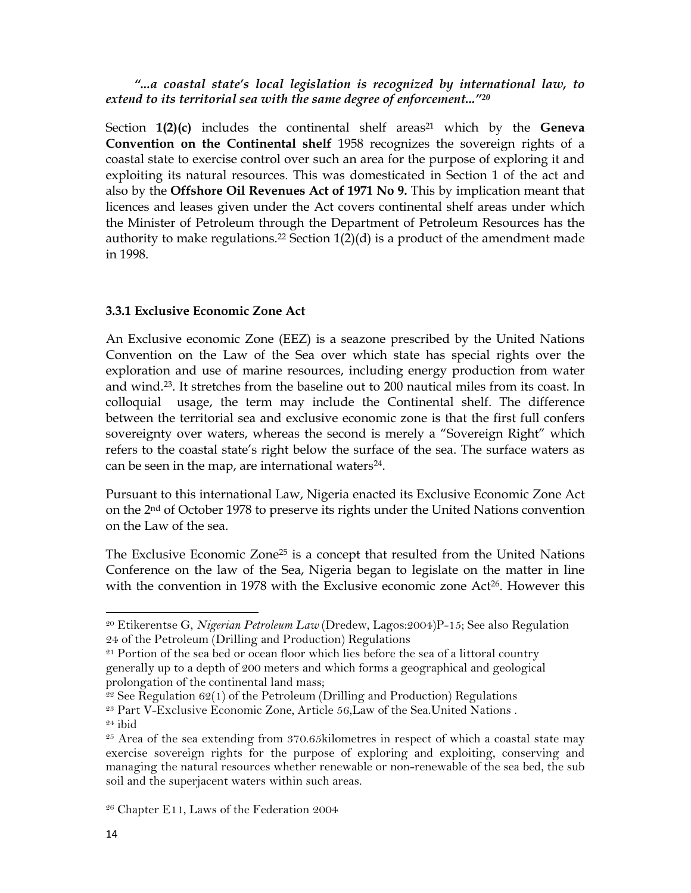*"...a coastal state's local legislation is recognized by international law, to extend to its territorial sea with the same degree of enforcement..."*[20]

Section **1(2)(c)** includes the continental shelf areas[21] which by the **Geneva Convention on the Continental shelf** 1958 recognizes the sovereign rights of a coastal state to exercise control over such an area for the purpose of exploring it and exploiting its natural resources. This was domesticated in Section 1 of the act and also by the **Offshore Oil Revenues Act of 1971 No 9.** This by implication meant that licences and leases given under the Act covers continental shelf areas under which the Minister of Petroleum through the Department of Petroleum Resources has the authority to make regulations.[22] Section 1(2)(d) is a product of the amendment made in 1998.

### 3.3.1 Exclusive Economic Zone Act

An Exclusive economic Zone (EEZ) is a seazone prescribed by the United Nations Convention on the Law of the Sea over which state has special rights over the exploration and use of marine resources, including energy production from water and wind.[23]. It stretches from the baseline out to 200 nautical miles from its coast. In colloquial usage, the term may include the Continental shelf. The difference between the territorial sea and exclusive economic zone is that the first full confers sovereignty over waters, whereas the second is merely a "Sovereign Right" which refers to the coastal state's right below the surface of the sea. The surface waters as can be seen in the map, are international waters[24].

Pursuant to this international Law, Nigeria enacted its Exclusive Economic Zone Act on the 2nd of October 1978 to preserve its rights under the United Nations convention on the Law of the sea.

The Exclusive Economic Zone[25] is a concept that resulted from the United Nations Conference on the law of the Sea, Nigeria began to legislate on the matter in line with the convention in 1978 with the Exclusive economic zone Act[26]. However this

---

[20] Etikerentse G, *Nigerian Petroleum Law* (Dredew, Lagos:2004)P-15; See also Regulation 24 of the Petroleum (Drilling and Production) Regulations

[21] Portion of the sea bed or ocean floor which lies before the sea of a littoral country generally up to a depth of 200 meters and which forms a geographical and geological prolongation of the continental land mass;

[22] See Regulation 62(1) of the Petroleum (Drilling and Production) Regulations

[23] Part V-Exclusive Economic Zone, Article 56,Law of the Sea.United Nations .

[24] ibid

[25] Area of the sea extending from 370.65kilometres in respect of which a coastal state may exercise sovereign rights for the purpose of exploring and exploiting, conserving and managing the natural resources whether renewable or non-renewable of the sea bed, the sub soil and the superjacent waters within such areas.

[26] Chapter E11, Laws of the Federation 2004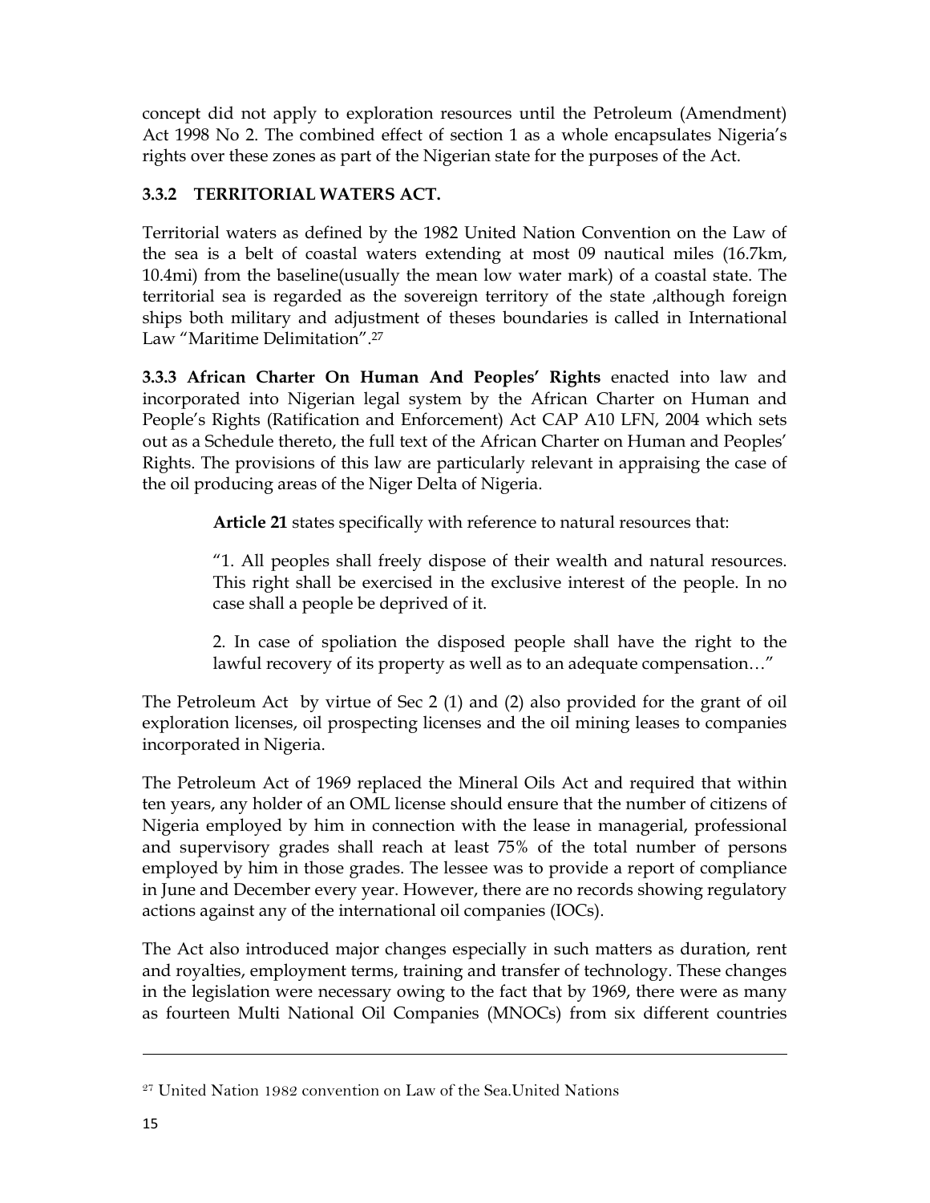concept did not apply to exploration resources until the Petroleum (Amendment) Act 1998 No 2. The combined effect of section 1 as a whole encapsulates Nigeria's rights over these zones as part of the Nigerian state for the purposes of the Act.

### 3.3.2 TERRITORIAL WATERS ACT.

Territorial waters as defined by the 1982 United Nation Convention on the Law of the sea is a belt of coastal waters extending at most 09 nautical miles (16.7km, 10.4mi) from the baseline(usually the mean low water mark) of a coastal state. The territorial sea is regarded as the sovereign territory of the state ,although foreign ships both military and adjustment of theses boundaries is called in International Law "Maritime Delimitation".[27]

**3.3.3 African Charter On Human And Peoples' Rights** enacted into law and incorporated into Nigerian legal system by the African Charter on Human and People's Rights (Ratification and Enforcement) Act CAP A10 LFN, 2004 which sets out as a Schedule thereto, the full text of the African Charter on Human and Peoples' Rights. The provisions of this law are particularly relevant in appraising the case of the oil producing areas of the Niger Delta of Nigeria.

> **Article 21** states specifically with reference to natural resources that:
>
> "1. All peoples shall freely dispose of their wealth and natural resources. This right shall be exercised in the exclusive interest of the people. In no case shall a people be deprived of it.
>
> 2. In case of spoliation the disposed people shall have the right to the lawful recovery of its property as well as to an adequate compensation…"

The Petroleum Act by virtue of Sec 2 (1) and (2) also provided for the grant of oil exploration licenses, oil prospecting licenses and the oil mining leases to companies incorporated in Nigeria.

The Petroleum Act of 1969 replaced the Mineral Oils Act and required that within ten years, any holder of an OML license should ensure that the number of citizens of Nigeria employed by him in connection with the lease in managerial, professional and supervisory grades shall reach at least 75% of the total number of persons employed by him in those grades. The lessee was to provide a report of compliance in June and December every year. However, there are no records showing regulatory actions against any of the international oil companies (IOCs).

The Act also introduced major changes especially in such matters as duration, rent and royalties, employment terms, training and transfer of technology. These changes in the legislation were necessary owing to the fact that by 1969, there were as many as fourteen Multi National Oil Companies (MNOCs) from six different countries

---

[27] United Nation 1982 convention on Law of the Sea.United Nations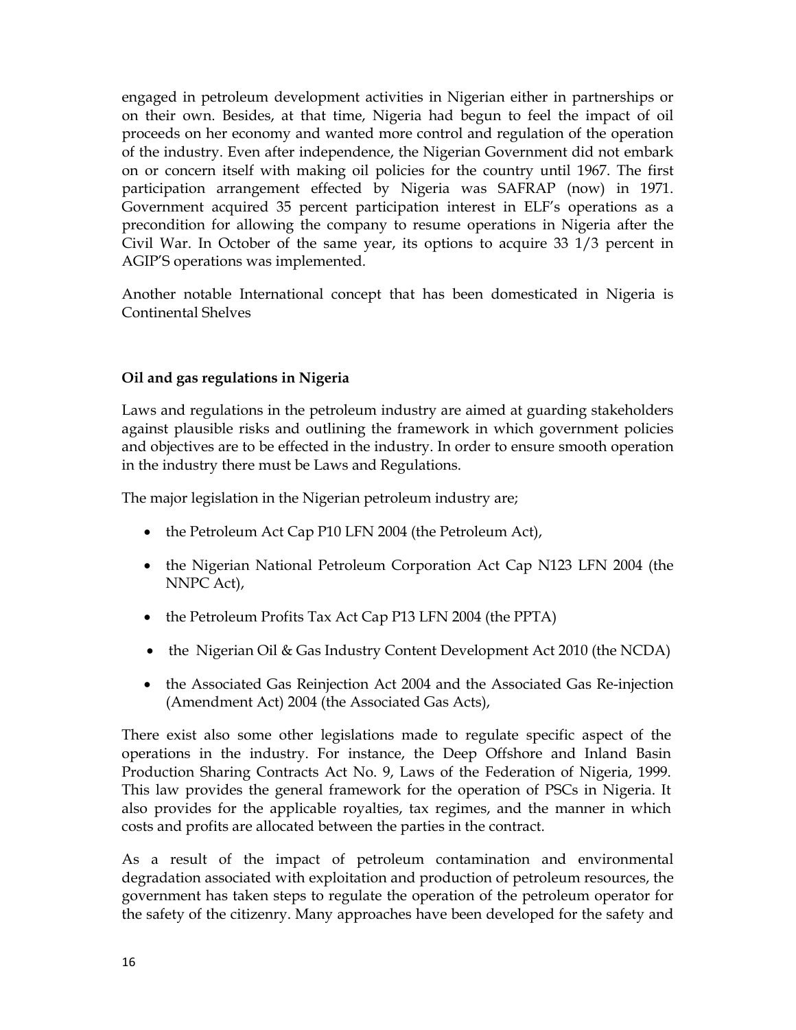engaged in petroleum development activities in Nigerian either in partnerships or on their own. Besides, at that time, Nigeria had begun to feel the impact of oil proceeds on her economy and wanted more control and regulation of the operation of the industry. Even after independence, the Nigerian Government did not embark on or concern itself with making oil policies for the country until 1967. The first participation arrangement effected by Nigeria was SAFRAP (now) in 1971. Government acquired 35 percent participation interest in ELF's operations as a precondition for allowing the company to resume operations in Nigeria after the Civil War. In October of the same year, its options to acquire 33 1/3 percent in AGIP'S operations was implemented.

Another notable International concept that has been domesticated in Nigeria is Continental Shelves

**Oil and gas regulations in Nigeria**

Laws and regulations in the petroleum industry are aimed at guarding stakeholders against plausible risks and outlining the framework in which government policies and objectives are to be effected in the industry. In order to ensure smooth operation in the industry there must be Laws and Regulations.

The major legislation in the Nigerian petroleum industry are;

- the Petroleum Act Cap P10 LFN 2004 (the Petroleum Act),
- the Nigerian National Petroleum Corporation Act Cap N123 LFN 2004 (the NNPC Act),
- the Petroleum Profits Tax Act Cap P13 LFN 2004 (the PPTA)
- the Nigerian Oil & Gas Industry Content Development Act 2010 (the NCDA)
- the Associated Gas Reinjection Act 2004 and the Associated Gas Re-injection (Amendment Act) 2004 (the Associated Gas Acts),

There exist also some other legislations made to regulate specific aspect of the operations in the industry. For instance, the Deep Offshore and Inland Basin Production Sharing Contracts Act No. 9, Laws of the Federation of Nigeria, 1999. This law provides the general framework for the operation of PSCs in Nigeria. It also provides for the applicable royalties, tax regimes, and the manner in which costs and profits are allocated between the parties in the contract.

As a result of the impact of petroleum contamination and environmental degradation associated with exploitation and production of petroleum resources, the government has taken steps to regulate the operation of the petroleum operator for the safety of the citizenry. Many approaches have been developed for the safety and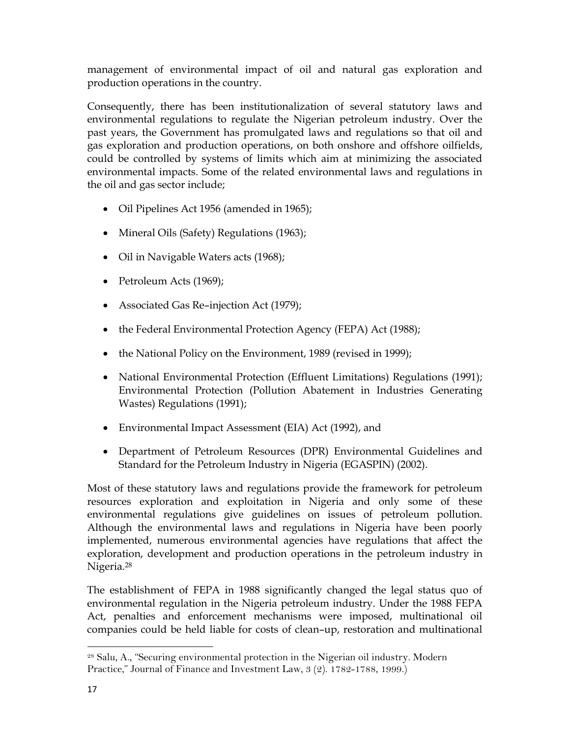management of environmental impact of oil and natural gas exploration and production operations in the country.

Consequently, there has been institutionalization of several statutory laws and environmental regulations to regulate the Nigerian petroleum industry. Over the past years, the Government has promulgated laws and regulations so that oil and gas exploration and production operations, on both onshore and offshore oilfields, could be controlled by systems of limits which aim at minimizing the associated environmental impacts. Some of the related environmental laws and regulations in the oil and gas sector include;

- Oil Pipelines Act 1956 (amended in 1965);
- Mineral Oils (Safety) Regulations (1963);
- Oil in Navigable Waters acts (1968);
- Petroleum Acts (1969);
- Associated Gas Re–injection Act (1979);
- the Federal Environmental Protection Agency (FEPA) Act (1988);
- the National Policy on the Environment, 1989 (revised in 1999);
- National Environmental Protection (Effluent Limitations) Regulations (1991); Environmental Protection (Pollution Abatement in Industries Generating Wastes) Regulations (1991);
- Environmental Impact Assessment (EIA) Act (1992), and
- Department of Petroleum Resources (DPR) Environmental Guidelines and Standard for the Petroleum Industry in Nigeria (EGASPIN) (2002).

Most of these statutory laws and regulations provide the framework for petroleum resources exploration and exploitation in Nigeria and only some of these environmental regulations give guidelines on issues of petroleum pollution. Although the environmental laws and regulations in Nigeria have been poorly implemented, numerous environmental agencies have regulations that affect the exploration, development and production operations in the petroleum industry in Nigeria.[28]

The establishment of FEPA in 1988 significantly changed the legal status quo of environmental regulation in the Nigeria petroleum industry. Under the 1988 FEPA Act, penalties and enforcement mechanisms were imposed, multinational oil companies could be held liable for costs of clean–up, restoration and multinational

---

[28] Salu, A., "Securing environmental protection in the Nigerian oil industry. Modern Practice," Journal of Finance and Investment Law, 3 (2). 1782-1788, 1999.)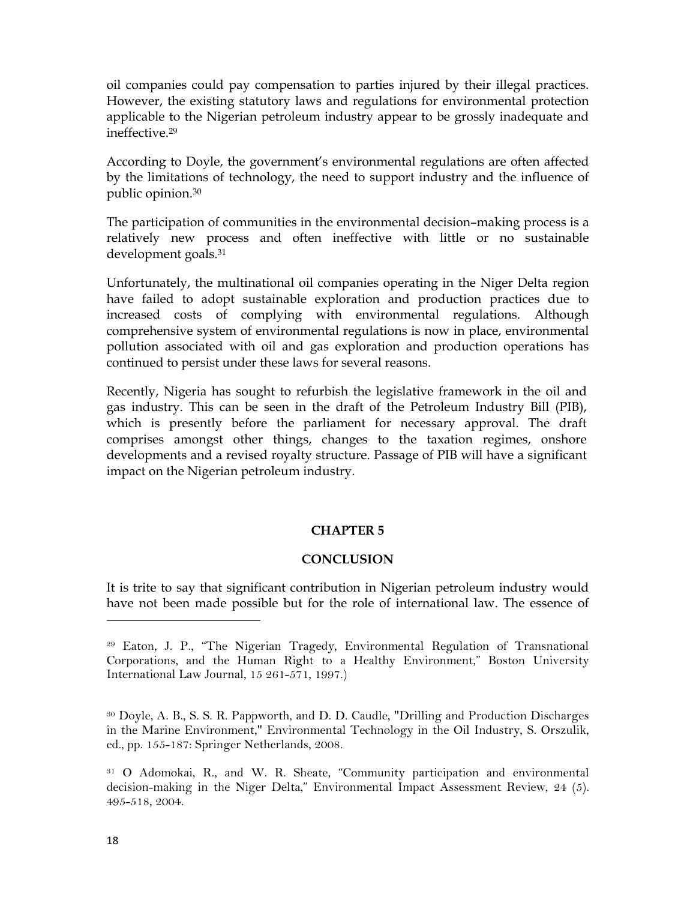oil companies could pay compensation to parties injured by their illegal practices. However, the existing statutory laws and regulations for environmental protection applicable to the Nigerian petroleum industry appear to be grossly inadequate and ineffective.[29]

According to Doyle, the government's environmental regulations are often affected by the limitations of technology, the need to support industry and the influence of public opinion.[30]

The participation of communities in the environmental decision-making process is a relatively new process and often ineffective with little or no sustainable development goals.[31]

Unfortunately, the multinational oil companies operating in the Niger Delta region have failed to adopt sustainable exploration and production practices due to increased costs of complying with environmental regulations. Although comprehensive system of environmental regulations is now in place, environmental pollution associated with oil and gas exploration and production operations has continued to persist under these laws for several reasons.

Recently, Nigeria has sought to refurbish the legislative framework in the oil and gas industry. This can be seen in the draft of the Petroleum Industry Bill (PIB), which is presently before the parliament for necessary approval. The draft comprises amongst other things, changes to the taxation regimes, onshore developments and a revised royalty structure. Passage of PIB will have a significant impact on the Nigerian petroleum industry.

## CHAPTER 5

## CONCLUSION

It is trite to say that significant contribution in Nigerian petroleum industry would have not been made possible but for the role of international law. The essence of

---

[29] Eaton, J. P., "The Nigerian Tragedy, Environmental Regulation of Transnational Corporations, and the Human Right to a Healthy Environment," Boston University International Law Journal, 15 261-571, 1997.)

[30] Doyle, A. B., S. S. R. Pappworth, and D. D. Caudle, "Drilling and Production Discharges in the Marine Environment," Environmental Technology in the Oil Industry, S. Orszulik, ed., pp. 155-187: Springer Netherlands, 2008.

[31] O Adomokai, R., and W. R. Sheate, "Community participation and environmental decision-making in the Niger Delta," Environmental Impact Assessment Review, 24 (5). 495-518, 2004.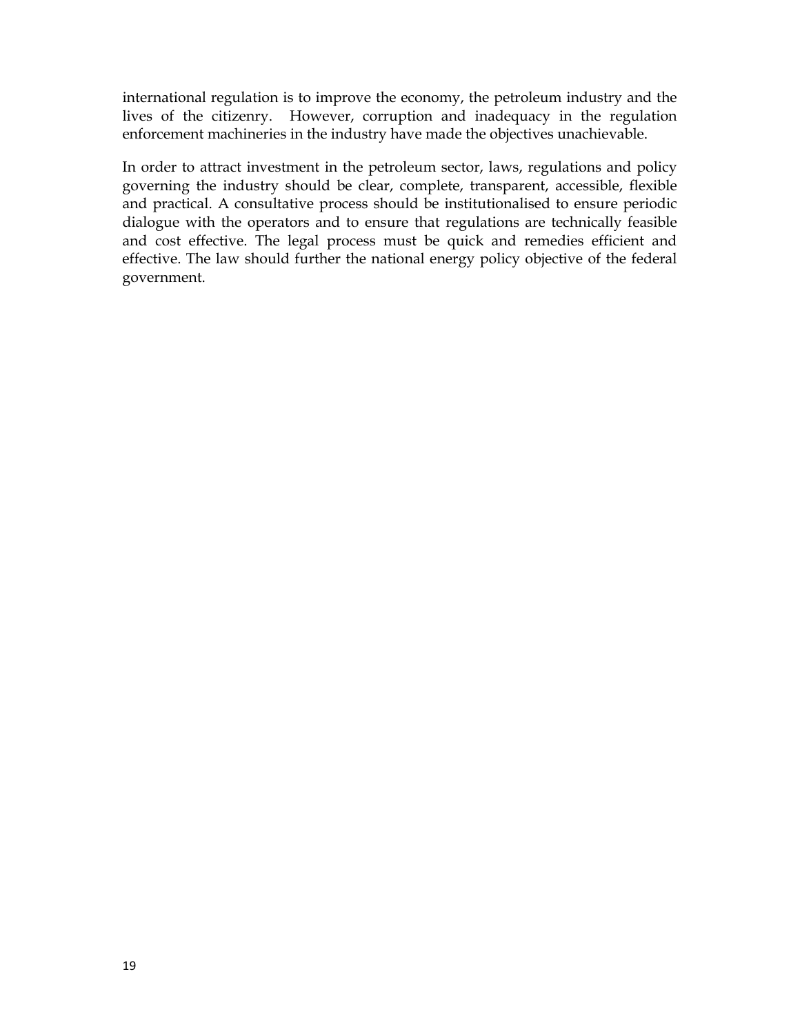international regulation is to improve the economy, the petroleum industry and the lives of the citizenry. However, corruption and inadequacy in the regulation enforcement machineries in the industry have made the objectives unachievable.

In order to attract investment in the petroleum sector, laws, regulations and policy governing the industry should be clear, complete, transparent, accessible, flexible and practical. A consultative process should be institutionalised to ensure periodic dialogue with the operators and to ensure that regulations are technically feasible and cost effective. The legal process must be quick and remedies efficient and effective. The law should further the national energy policy objective of the federal government.